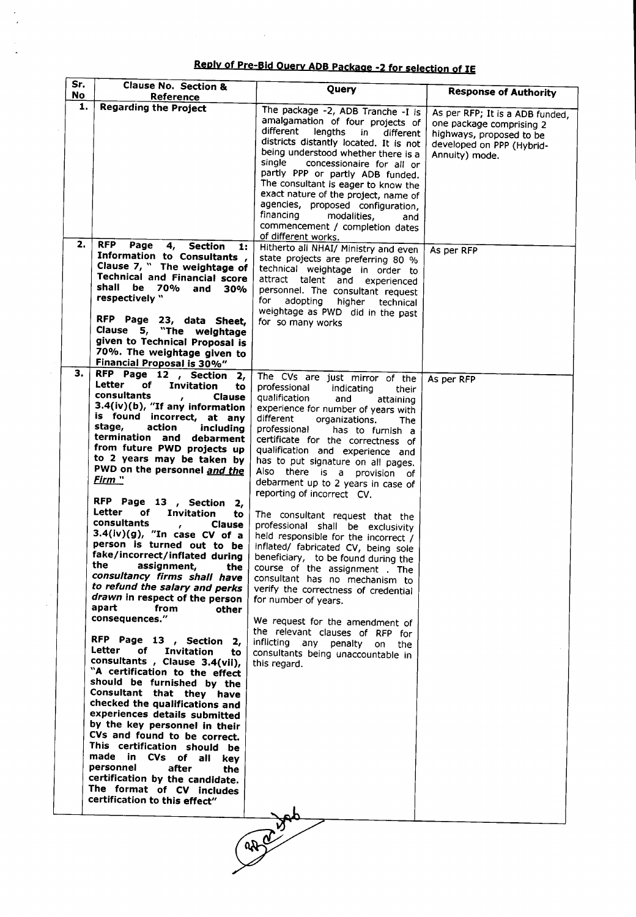## Reply of Pre-Bid Query ADB Package -2 for selection of IE

| Sr. No | Clause No. Section & Reference | Query | Response of Authority |
|---|---|---|---|
| 1. | **Regarding the Project** | The package -2, ADB Tranche -I is amalgamation of four projects of different lengths in different districts distantly located. It is not being understood whether there is a single concessionaire for all or partly PPP or partly ADB funded. The consultant is eager to know the exact nature of the project, name of agencies, proposed configuration, financing modalities, and commencement / completion dates of different works. | As per RFP; It is a ADB funded, one package comprising 2 highways, proposed to be developed on PPP (Hybrid-Annuity) mode. |
| 2. | **RFP Page 4, Section 1: Information to Consultants, Clause 7, " The weightage of Technical and Financial score shall be 70% and 30% respectively "**<br><br>**RFP Page 23, data Sheet, Clause 5, "The weightage given to Technical Proposal is 70%. The weightage given to Financial Proposal is 30%"** | Hitherto all NHAI/ Ministry and even state projects are preferring 80 % technical weightage in order to attract talent and experienced personnel. The consultant request for adopting higher technical weightage as PWD did in the past for so many works | As per RFP |
| 3. | **RFP Page 12, Section 2, Letter of Invitation to consultants, Clause 3.4(iv)(b), "If any information is found incorrect, at any stage, action including termination and debarment from future PWD projects up to 2 years may be taken by PWD on the personnel *and the Firm* "**<br><br>**RFP Page 13, Section 2, Letter of Invitation to consultants, Clause 3.4(iv)(g), "In case CV of a person is turned out to be fake/incorrect/inflated during the assignment, the *consultancy firms shall have to refund the salary and perks drawn* in respect of the person apart from other consequences."**<br><br>**RFP Page 13, Section 2, Letter of Invitation to consultants, Clause 3.4(vii), "A certification to the effect should be furnished by the Consultant that they have checked the qualifications and experiences details submitted by the key personnel in their CVs and found to be correct. This certification should be made in CVs of all key personnel after the certification by the candidate. The format of CV includes certification to this effect"** | The CVs are just mirror of the professional indicating their qualification and attaining experience for number of years with different organizations. The professional has to furnish a certificate for the correctness of qualification and experience and has to put signature on all pages. Also there is a provision of debarment up to 2 years in case of reporting of incorrect CV.<br><br>The consultant request that the professional shall be exclusivity held responsible for the incorrect / inflated/ fabricated CV, being sole beneficiary, to be found during the course of the assignment . The consultant has no mechanism to verify the correctness of credential for number of years.<br><br>We request for the amendment of the relevant clauses of RFP for inflicting any penalty on the consultants being unaccountable in this regard. | As per RFP |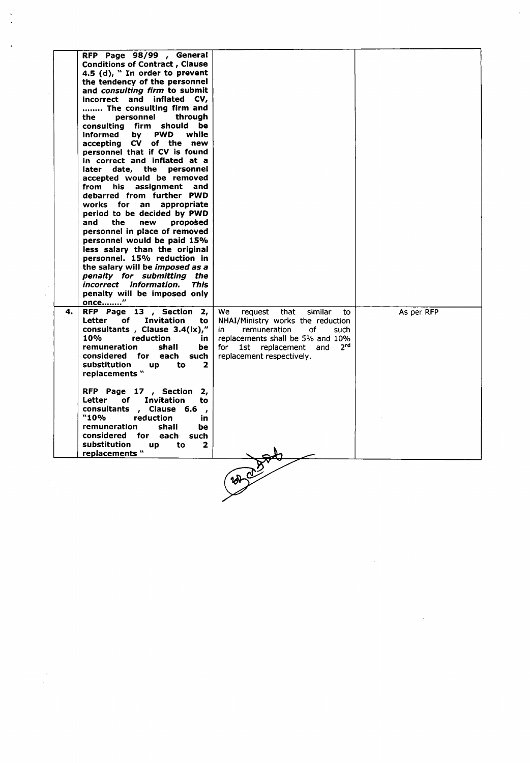| | | | |
|---|---|---|---|
| | **RFP Page 98/99 , General Conditions of Contract , Clause 4.5 (d), " In order to prevent the tendency of the personnel and *consulting firm* to submit incorrect and inflated CV, ........ The consulting firm and the personnel through consulting firm should be informed by PWD while accepting CV of the new personnel that if CV is found in correct and inflated at a later date, the personnel accepted would be removed from his assignment and debarred from further PWD works for an appropriate period to be decided by PWD and the new proposed personnel in place of removed personnel would be paid 15% less salary than the original personnel. 15% reduction in the salary will be *imposed as a penalty for submitting the incorrect information.* This penalty will be imposed only once........"** | | |
| **4.** | **RFP Page 13 , Section 2, Letter of Invitation to consultants , Clause 3.4(ix)," 10% reduction in remuneration shall be considered for each such substitution up to 2 replacements "**<br><br>**RFP Page 17 , Section 2, Letter of Invitation to consultants , Clause 6.6 , "10% reduction in remuneration shall be considered for each such substitution up to 2 replacements "** | We request that similar to NHAI/Ministry works the reduction in remuneration of such replacements shall be 5% and 10% for 1st replacement and 2nd replacement respectively. | As per RFP |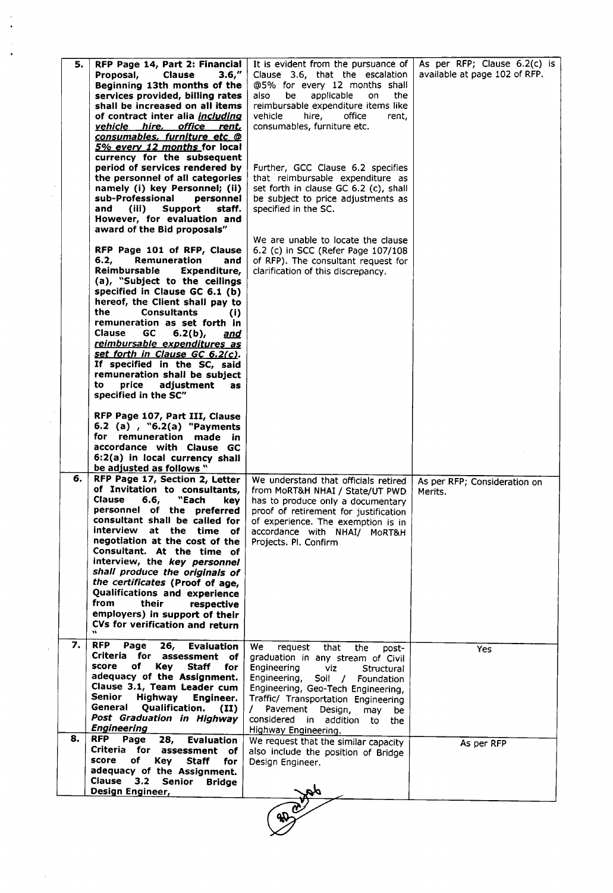| 5. | **RFP Page 14, Part 2: Financial Proposal, Clause 3.6," Beginning 13th months of the services provided, billing rates shall be increased on all items of contract inter alia *including vehicle hire, office rent, consumables, furniture etc @ 5% every 12 months* for local currency for the subsequent period of services rendered by the personnel of all categories namely (i) key Personnel; (ii) sub-Professional personnel and (iii) Support staff. However, for evaluation and award of the Bid proposals"**<br><br>**RFP Page 101 of RFP, Clause 6.2, Remuneration and Reimbursable Expenditure, (a), "Subject to the ceilings specified in Clause GC 6.1 (b) hereof, the Client shall pay to the Consultants (i) remuneration as set forth in Clause GC 6.2(b), *and reimbursable expenditures as set forth in Clause GC 6.2(c)*. If specified in the SC, said remuneration shall be subject to price adjustment as specified in the SC"**<br><br>**RFP Page 107, Part III, Clause 6.2 (a) , "6.2(a) "Payments for remuneration made in accordance with Clause GC 6:2(a) in local currency shall be adjusted as follows "** | It is evident from the pursuance of Clause 3.6, that the escalation @5% for every 12 months shall also be applicable on the reimbursable expenditure items like vehicle hire, office rent, consumables, furniture etc.<br><br>Further, GCC Clause 6.2 specifies that reimbursable expenditure as set forth in clause GC 6.2 (c), shall be subject to price adjustments as specified in the SC.<br><br>We are unable to locate the clause 6.2 (c) in SCC (Refer Page 107/108 of RFP). The consultant request for clarification of this discrepancy. | As per RFP; Clause 6.2(c) is available at page 102 of RFP. |
|---|---|---|---|
| 6. | **RFP Page 17, Section 2, Letter of Invitation to consultants, Clause 6.6, "Each key personnel of the preferred consultant shall be called for interview at the time of negotiation at the cost of the Consultant. At the time of interview, the *key personnel shall produce the originals of the certificates* (Proof of age, Qualifications and experience from their respective employers) in support of their CVs for verification and return "** | We understand that officials retired from MoRT&H NHAI / State/UT PWD has to produce only a documentary proof of retirement for justification of experience. The exemption is in accordance with NHAI/ MoRT&H Projects. Pl. Confirm | As per RFP; Consideration on Merits. |
| 7. | **RFP Page 26, Evaluation Criteria for assessment of score of Key Staff for adequacy of the Assignment. Clause 3.1, Team Leader cum Senior Highway Engineer. General Qualification. (II) *Post Graduation in Highway Engineering*** | We request that the post-graduation in any stream of Civil Engineering viz Structural Engineering, Soil / Foundation Engineering, Geo-Tech Engineering, Traffic/ Transportation Engineering / Pavement Design, may be considered in addition to the Highway Engineering. | Yes |
| 8. | **RFP Page 28, Evaluation Criteria for assessment of score of Key Staff for adequacy of the Assignment. Clause 3.2 Senior Bridge Design Engineer,** | We request that the similar capacity also include the position of Bridge Design Engineer. | As per RFP |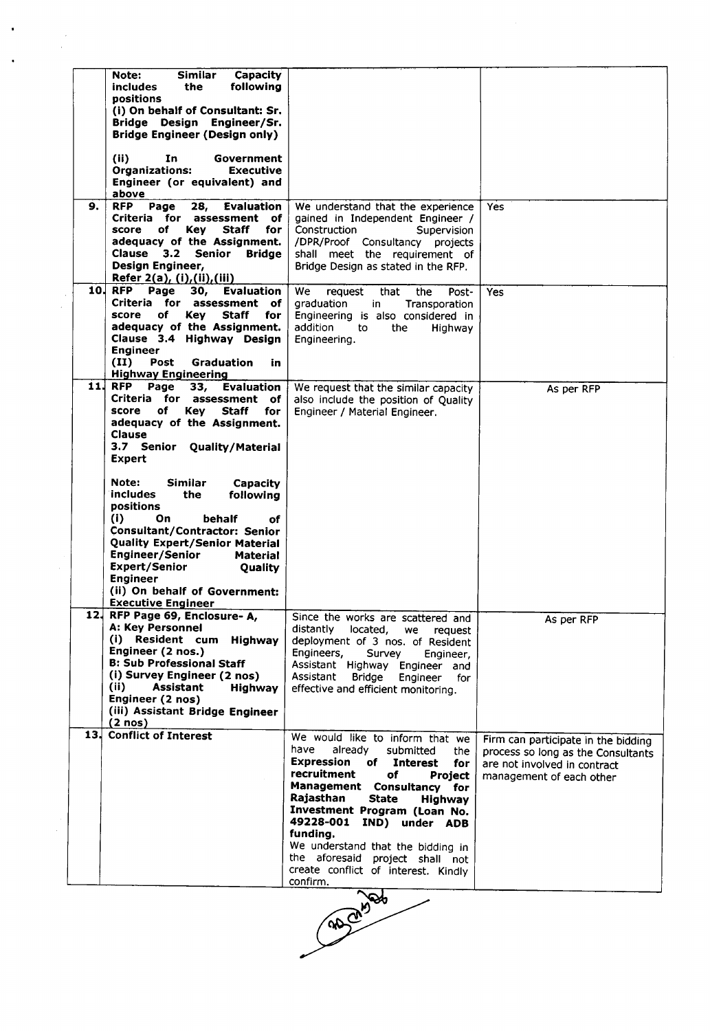| | | | |
|---|---|---|---|
| | **Note: Similar Capacity includes the following positions**<br>**(i) On behalf of Consultant: Sr. Bridge Design Engineer/Sr. Bridge Engineer (Design only)**<br><br>**(ii) In Government Organizations: Executive Engineer (or equivalent) and above** | | |
| **9.** | **RFP Page 28, Evaluation Criteria for assessment of score of Key Staff for adequacy of the Assignment. Clause 3.2 Senior Bridge Design Engineer,**<br>**Refer 2(a), (i),(ii),(iii)** | We understand that the experience gained in Independent Engineer / Construction Supervision /DPR/Proof Consultancy projects shall meet the requirement of Bridge Design as stated in the RFP. | Yes |
| **10.** | **RFP Page 30, Evaluation Criteria for assessment of score of Key Staff for adequacy of the Assignment. Clause 3.4 Highway Design Engineer**<br>**(II) Post Graduation in Highway Engineering** | We request that the Post-graduation in Transporation Engineering is also considered in addition to the Highway Engineering. | Yes |
| **11.** | **RFP Page 33, Evaluation Criteria for assessment of score of Key Staff for adequacy of the Assignment. Clause**<br>**3.7 Senior Quality/Material Expert**<br><br>**Note: Similar Capacity includes the following positions**<br>**(i) On behalf of Consultant/Contractor: Senior Quality Expert/Senior Material Engineer/Senior Material Expert/Senior Quality Engineer**<br>**(ii) On behalf of Government: Executive Engineer** | We request that the similar capacity also include the position of Quality Engineer / Material Engineer. | As per RFP |
| **12.** | **RFP Page 69, Enclosure- A,**<br>**A: Key Personnel**<br>**(i) Resident cum Highway Engineer (2 nos.)**<br>**B: Sub Professional Staff**<br>**(i) Survey Engineer (2 nos)**<br>**(ii) Assistant Highway Engineer (2 nos)**<br>**(iii) Assistant Bridge Engineer (2 nos)** | Since the works are scattered and distantly located, we request deployment of 3 nos. of Resident Engineers, Survey Engineer, Assistant Highway Engineer and Assistant Bridge Engineer for effective and efficient monitoring. | As per RFP |
| **13.** | **Conflict of Interest** | We would like to inform that we have already submitted the **Expression of Interest for recruitment of Project Management Consultancy for Rajasthan State Highway Investment Program (Loan No. 49228-001 IND) under ADB funding.**<br>We understand that the bidding in the aforesaid project shall not create conflict of interest. Kindly confirm. | Firm can participate in the bidding process so long as the Consultants are not involved in contract management of each other |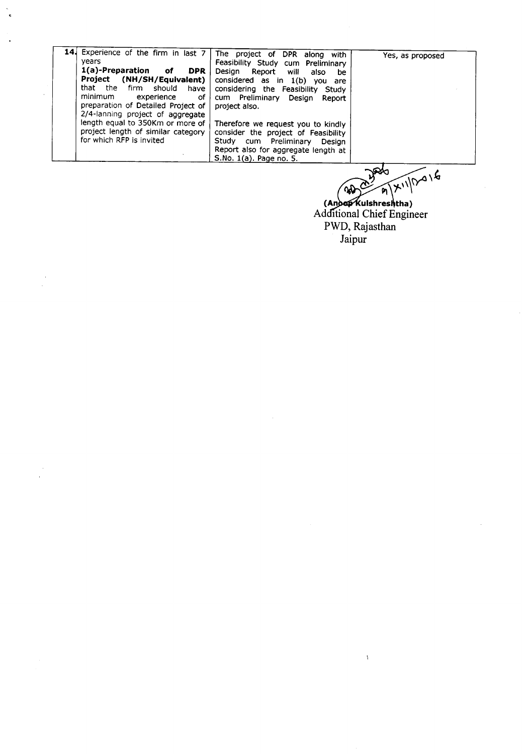| | | | |
|---|---|---|---|
| 14. | Experience of the firm in last 7 years<br>**1(a)-Preparation of DPR Project (NH/SH/Equivalent)** that the firm should have minimum experience of preparation of Detailed Project of 2/4-lanning project of aggregate length equal to 350Km or more of project length of similar category for which RFP is invited | The project of DPR along with Feasibility Study cum Preliminary Design Report will also be considered as in 1(b) you are considering the Feasibility Study cum Preliminary Design Report project also.<br><br>Therefore we request you to kindly consider the project of Feasibility Study cum Preliminary Design Report also for aggregate length at <u>S.No. 1(a). Page no. 5.</u> | Yes, as proposed |

9/11/2016

(Anoop Kulshreshtha)
Additional Chief Engineer
PWD, Rajasthan
Jaipur